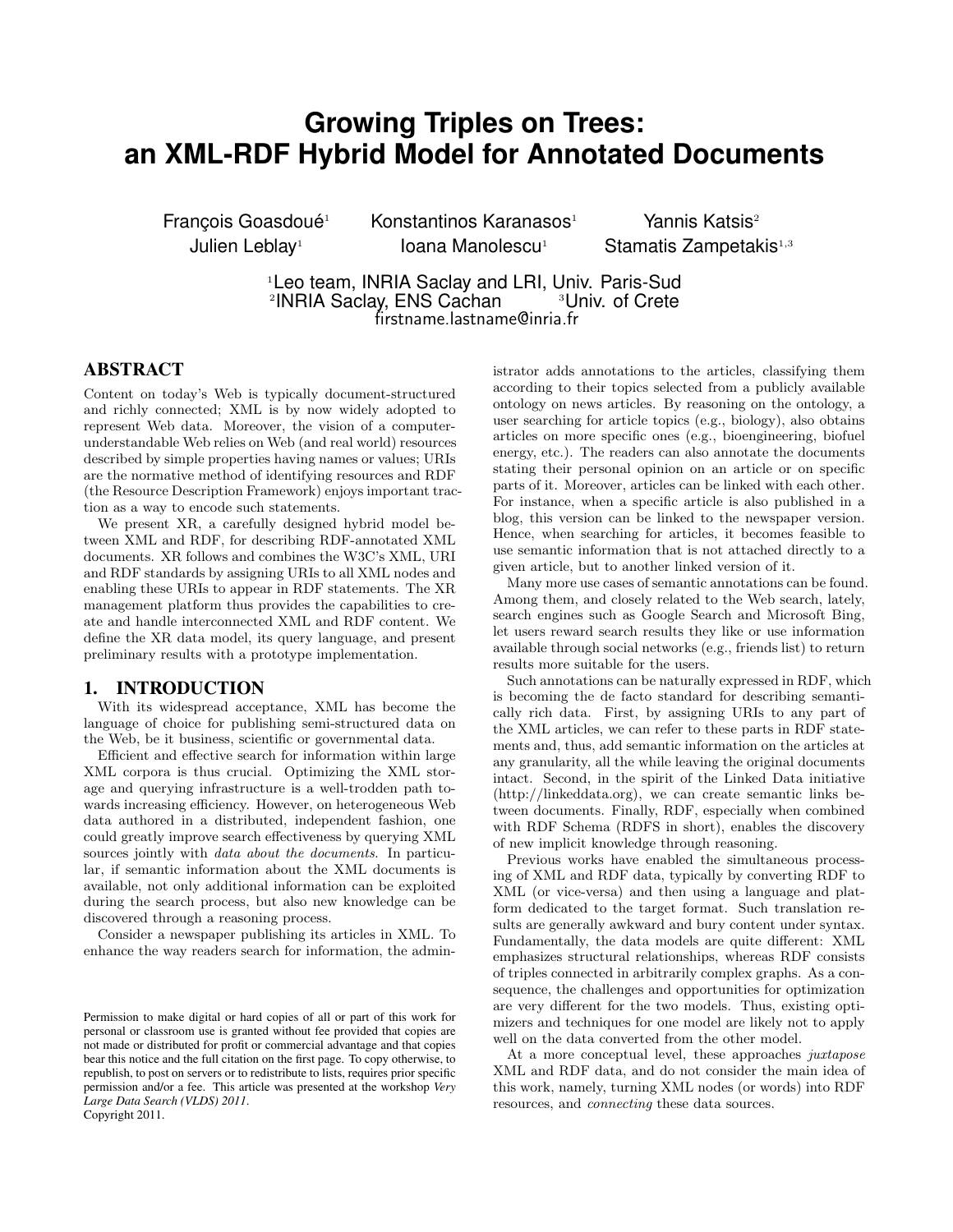# Growing Triples on Trees: an XML-RDF Hybrid Model for Annotated Documents

François Goasdoué[1] Konstantinos Karanasos[1] Yannis Katsis[2]
Julien Leblay[1] Ioana Manolescu[1] Stamatis Zampetakis[1,3]

[1]Leo team, INRIA Saclay and LRI, Univ. Paris-Sud
[2]INRIA Saclay, ENS Cachan [3]Univ. of Crete
firstname.lastname@inria.fr

## ABSTRACT

Content on today's Web is typically document-structured and richly connected; XML is by now widely adopted to represent Web data. Moreover, the vision of a computer-understandable Web relies on Web (and real world) resources described by simple properties having names or values; URIs are the normative method of identifying resources and RDF (the Resource Description Framework) enjoys important traction as a way to encode such statements.

We present XR, a carefully designed hybrid model between XML and RDF, for describing RDF-annotated XML documents. XR follows and combines the W3C's XML, URI and RDF standards by assigning URIs to all XML nodes and enabling these URIs to appear in RDF statements. The XR management platform thus provides the capabilities to create and handle interconnected XML and RDF content. We define the XR data model, its query language, and present preliminary results with a prototype implementation.

## 1. INTRODUCTION

With its widespread acceptance, XML has become the language of choice for publishing semi-structured data on the Web, be it business, scientific or governmental data.

Efficient and effective search for information within large XML corpora is thus crucial. Optimizing the XML storage and querying infrastructure is a well-trodden path towards increasing efficiency. However, on heterogeneous Web data authored in a distributed, independent fashion, one could greatly improve search effectiveness by querying XML sources jointly with *data about the documents*. In particular, if semantic information about the XML documents is available, not only additional information can be exploited during the search process, but also new knowledge can be discovered through a reasoning process.

Consider a newspaper publishing its articles in XML. To enhance the way readers search for information, the administrator adds annotations to the articles, classifying them according to their topics selected from a publicly available ontology on news articles. By reasoning on the ontology, a user searching for article topics (e.g., biology), also obtains articles on more specific ones (e.g., bioengineering, biofuel energy, etc.). The readers can also annotate the documents stating their personal opinion on an article or on specific parts of it. Moreover, articles can be linked with each other. For instance, when a specific article is also published in a blog, this version can be linked to the newspaper version. Hence, when searching for articles, it becomes feasible to use semantic information that is not attached directly to a given article, but to another linked version of it.

Many more use cases of semantic annotations can be found. Among them, and closely related to the Web search, lately, search engines such as Google Search and Microsoft Bing, let users reward search results they like or use information available through social networks (e.g., friends list) to return results more suitable for the users.

Such annotations can be naturally expressed in RDF, which is becoming the de facto standard for describing semantically rich data. First, by assigning URIs to any part of the XML articles, we can refer to these parts in RDF statements and, thus, add semantic information on the articles at any granularity, all the while leaving the original documents intact. Second, in the spirit of the Linked Data initiative (http://linkeddata.org), we can create semantic links between documents. Finally, RDF, especially when combined with RDF Schema (RDFS in short), enables the discovery of new implicit knowledge through reasoning.

Previous works have enabled the simultaneous processing of XML and RDF data, typically by converting RDF to XML (or vice-versa) and then using a language and platform dedicated to the target format. Such translation results are generally awkward and bury content under syntax. Fundamentally, the data models are quite different: XML emphasizes structural relationships, whereas RDF consists of triples connected in arbitrarily complex graphs. As a consequence, the challenges and opportunities for optimization are very different for the two models. Thus, existing optimizers and techniques for one model are likely not to apply well on the data converted from the other model.

At a more conceptual level, these approaches *juxtapose* XML and RDF data, and do not consider the main idea of this work, namely, turning XML nodes (or words) into RDF resources, and *connecting* these data sources.

Permission to make digital or hard copies of all or part of this work for personal or classroom use is granted without fee provided that copies are not made or distributed for profit or commercial advantage and that copies bear this notice and the full citation on the first page. To copy otherwise, to republish, to post on servers or to redistribute to lists, requires prior specific permission and/or a fee. This article was presented at the workshop *Very Large Data Search (VLDS) 2011*.
Copyright 2011.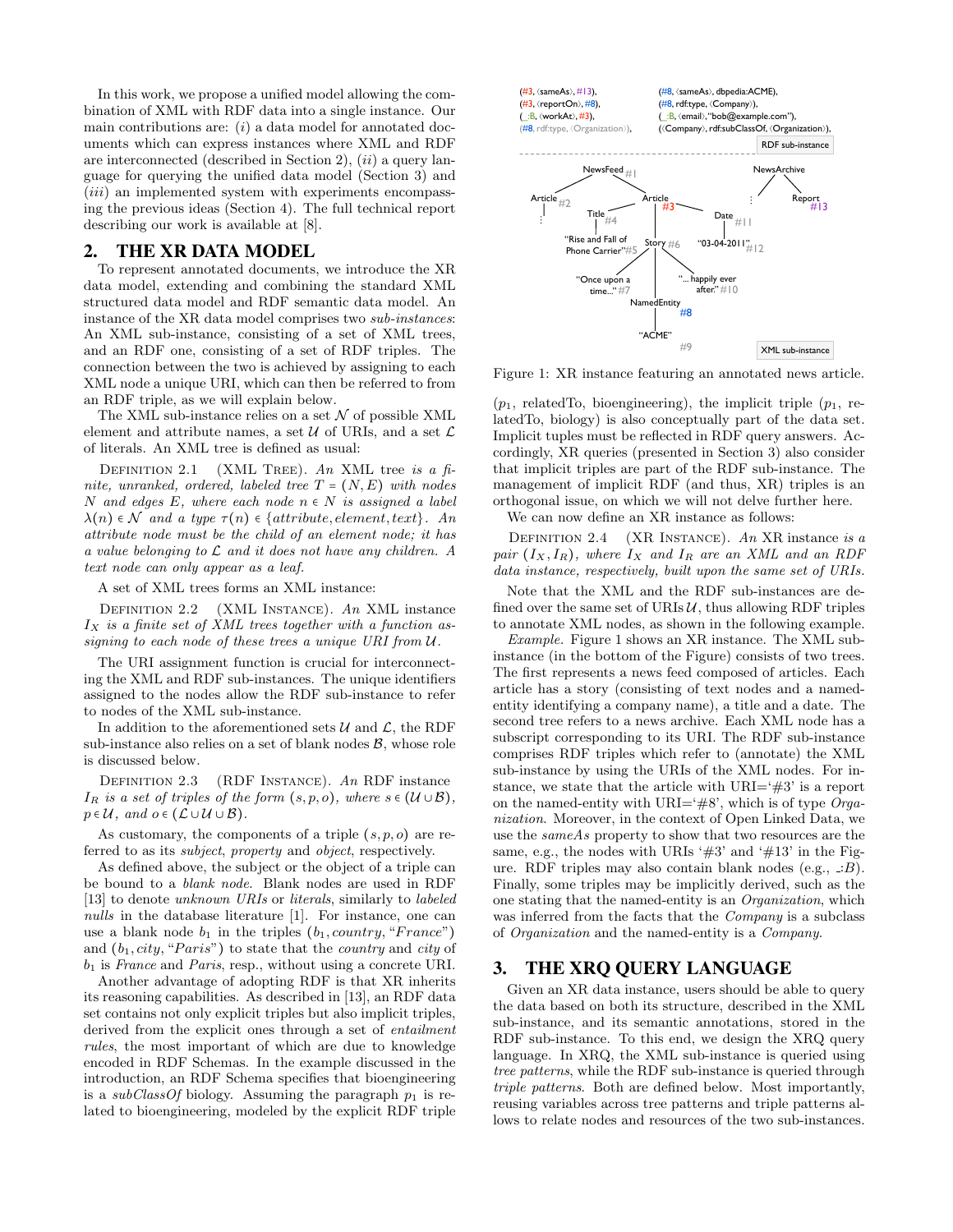In this work, we propose a unified model allowing the combination of XML with RDF data into a single instance. Our main contributions are: $(i)$ a data model for annotated documents which can express instances where XML and RDF are interconnected (described in Section 2), $(ii)$ a query language for querying the unified data model (Section 3) and $(iii)$ an implemented system with experiments encompassing the previous ideas (Section 4). The full technical report describing our work is available at [8].

## 2. THE XR DATA MODEL

To represent annotated documents, we introduce the XR data model, extending and combining the standard XML structured data model and RDF semantic data model. An instance of the XR data model comprises two *sub-instances*: An XML sub-instance, consisting of a set of XML trees, and an RDF one, consisting of a set of RDF triples. The connection between the two is achieved by assigning to each XML node a unique URI, which can then be referred to from an RDF triple, as we will explain below.

The XML sub-instance relies on a set $\mathcal{N}$ of possible XML element and attribute names, a set $\mathcal{U}$ of URIs, and a set $\mathcal{L}$ of literals. An XML tree is defined as usual:

Definition 2.1 (XML Tree). *An* XML tree *is a finite, unranked, ordered, labeled tree $T = (N, E)$ with nodes $N$ and edges $E$, where each node $n \in N$ is assigned a label $\lambda(n) \in \mathcal{N}$ and a type $\tau(n) \in \{attribute, element, text\}$. An attribute node must be the child of an element node; it has a value belonging to $\mathcal{L}$ and it does not have any children. A text node can only appear as a leaf.*

A set of XML trees forms an XML instance:

Definition 2.2 (XML Instance). *An* XML instance *$I_X$ is a finite set of XML trees together with a function assigning to each node of these trees a unique URI from $\mathcal{U}$.*

The URI assignment function is crucial for interconnecting the XML and RDF sub-instances. The unique identifiers assigned to the nodes allow the RDF sub-instance to refer to nodes of the XML sub-instance.

In addition to the aforementioned sets $\mathcal{U}$ and $\mathcal{L}$, the RDF sub-instance also relies on a set of blank nodes $\mathcal{B}$, whose role is discussed below.

Definition 2.3 (RDF Instance). *An* RDF instance *$I_R$ is a set of triples of the form $(s, p, o)$, where $s \in (\mathcal{U} \cup \mathcal{B})$, $p \in \mathcal{U}$, and $o \in (\mathcal{L} \cup \mathcal{U} \cup \mathcal{B})$.*

As customary, the components of a triple $(s, p, o)$ are referred to as its *subject*, *property* and *object*, respectively.

As defined above, the subject or the object of a triple can be bound to a *blank node*. Blank nodes are used in RDF [13] to denote *unknown URIs* or *literals*, similarly to *labeled nulls* in the database literature [1]. For instance, one can use a blank node $b_1$ in the triples $(b_1, country, \text{"}France\text{"})$ and $(b_1, city, \text{"}Paris\text{"})$ to state that the *country* and *city* of $b_1$ is *France* and *Paris*, resp., without using a concrete URI.

Another advantage of adopting RDF is that XR inherits its reasoning capabilities. As described in [13], an RDF data set contains not only explicit triples but also implicit triples, derived from the explicit ones through a set of *entailment rules*, the most important of which are due to knowledge encoded in RDF Schemas. In the example discussed in the introduction, an RDF Schema specifies that bioengineering is a *subClassOf* biology. Assuming the paragraph $p_1$ is related to bioengineering, modeled by the explicit RDF triple ($p_1$, relatedTo, bioengineering), the implicit triple ($p_1$, relatedTo, biology) is also conceptually part of the data set. Implicit tuples must be reflected in RDF query answers. Accordingly, XR queries (presented in Section 3) also consider that implicit triples are part of the RDF sub-instance. The management of implicit RDF (and thus, XR) triples is an orthogonal issue, on which we will not delve further here.

We can now define an XR instance as follows:

Definition 2.4 (XR Instance). *An* XR instance *is a pair $(I_X, I_R)$, where $I_X$ and $I_R$ are an XML and an RDF data instance, respectively, built upon the same set of URIs.*

Note that the XML and the RDF sub-instances are defined over the same set of URIs $\mathcal{U}$, thus allowing RDF triples to annotate XML nodes, as shown in the following example.

*Example.* Figure 1 shows an XR instance. The XML sub-instance (in the bottom of the Figure) consists of two trees. The first represents a news feed composed of articles. Each article has a story (consisting of text nodes and a named-entity identifying a company name), a title and a date. The second tree refers to a news archive. Each XML node has a subscript corresponding to its URI. The RDF sub-instance comprises RDF triples which refer to (annotate) the XML sub-instance by using the URIs of the XML nodes. For instance, we state that the article with URI='#3' is a report on the named-entity with URI='#8', which is of type *Organization*. Moreover, in the context of Open Linked Data, we use the *sameAs* property to show that two resources are the same, e.g., the nodes with URIs '#3' and '#13' in the Figure. RDF triples may also contain blank nodes (e.g., _:$B$). Finally, some triples may be implicitly derived, such as the one stating that the named-entity is an *Organization*, which was inferred from the facts that the *Company* is a subclass of *Organization* and the named-entity is a *Company*.

Figure 1: XR instance featuring an annotated news article.

## 3. THE XRQ QUERY LANGUAGE

Given an XR data instance, users should be able to query the data based on both its structure, described in the XML sub-instance, and its semantic annotations, stored in the RDF sub-instance. To this end, we design the XRQ query language. In XRQ, the XML sub-instance is queried using *tree patterns*, while the RDF sub-instance is queried through *triple patterns*. Both are defined below. Most importantly, reusing variables across tree patterns and triple patterns allows to relate nodes and resources of the two sub-instances.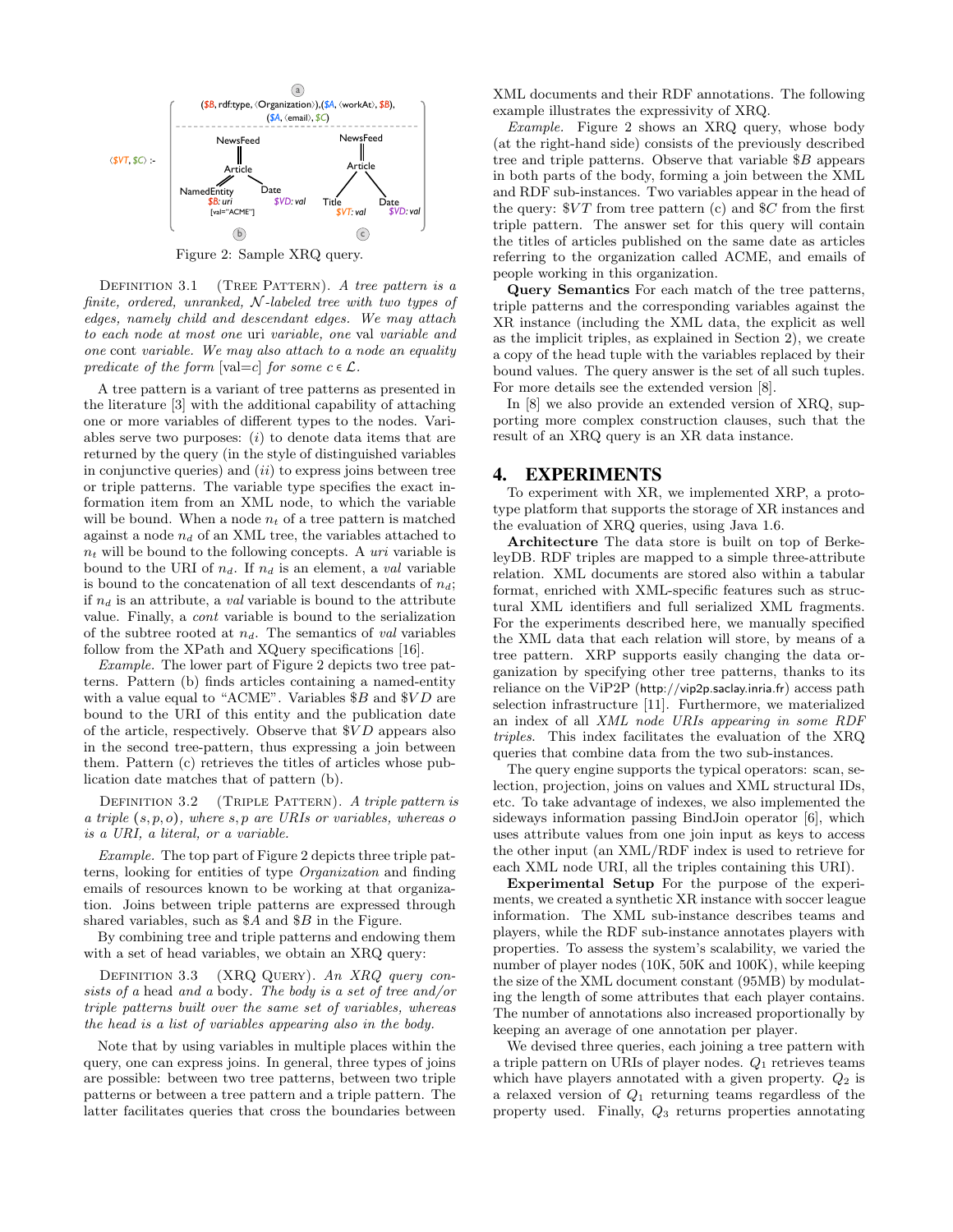Figure 2: Sample XRQ query.

Definition 3.1 (Tree Pattern). *A tree pattern is a finite, ordered, unranked, $\mathcal{N}$-labeled tree with two types of edges, namely child and descendant edges. We may attach to each node at most one* uri *variable, one* val *variable and one* cont *variable. We may also attach to a node an equality predicate of the form* [val=$c$] *for some* $c \in \mathcal{L}$.

A tree pattern is a variant of tree patterns as presented in the literature [3] with the additional capability of attaching one or more variables of different types to the nodes. Variables serve two purposes: (*i*) to denote data items that are returned by the query (in the style of distinguished variables in conjunctive queries) and (*ii*) to express joins between tree or triple patterns. The variable type specifies the exact information item from an XML node, to which the variable will be bound. When a node $n_t$ of a tree pattern is matched against a node $n_d$ of an XML tree, the variables attached to $n_t$ will be bound to the following concepts. A *uri* variable is bound to the URI of $n_d$. If $n_d$ is an element, a *val* variable is bound to the concatenation of all text descendants of $n_d$; if $n_d$ is an attribute, a *val* variable is bound to the attribute value. Finally, a *cont* variable is bound to the serialization of the subtree rooted at $n_d$. The semantics of *val* variables follow from the XPath and XQuery specifications [16].

*Example.* The lower part of Figure 2 depicts two tree patterns. Pattern (b) finds articles containing a named-entity with a value equal to "ACME". Variables $\$B$ and $\$VD$ are bound to the URI of this entity and the publication date of the article, respectively. Observe that $\$VD$ appears also in the second tree-pattern, thus expressing a join between them. Pattern (c) retrieves the titles of articles whose publication date matches that of pattern (b).

Definition 3.2 (Triple Pattern). *A triple pattern is a triple* $(s, p, o)$*, where* $s, p$ *are URIs or variables, whereas* $o$ *is a URI, a literal, or a variable.*

*Example.* The top part of Figure 2 depicts three triple patterns, looking for entities of type *Organization* and finding emails of resources known to be working at that organization. Joins between triple patterns are expressed through shared variables, such as $\$A$ and $\$B$ in the Figure.

By combining tree and triple patterns and endowing them with a set of head variables, we obtain an XRQ query:

Definition 3.3 (XRQ Query). *An XRQ query consists of a* head *and a* body*. The body is a set of tree and/or triple patterns built over the same set of variables, whereas the head is a list of variables appearing also in the body.*

Note that by using variables in multiple places within the query, one can express joins. In general, three types of joins are possible: between two tree patterns, between two triple patterns or between a tree pattern and a triple pattern. The latter facilitates queries that cross the boundaries between XML documents and their RDF annotations. The following example illustrates the expressivity of XRQ.

*Example.* Figure 2 shows an XRQ query, whose body (at the right-hand side) consists of the previously described tree and triple patterns. Observe that variable $\$B$ appears in both parts of the body, forming a join between the XML and RDF sub-instances. Two variables appear in the head of the query: $\$VT$ from tree pattern (c) and $\$C$ from the first triple pattern. The answer set for this query will contain the titles of articles published on the same date as articles referring to the organization called ACME, and emails of people working in this organization.

**Query Semantics** For each match of the tree patterns, triple patterns and the corresponding variables against the XR instance (including the XML data, the explicit as well as the implicit triples, as explained in Section 2), we create a copy of the head tuple with the variables replaced by their bound values. The query answer is the set of all such tuples. For more details see the extended version [8].

In [8] we also provide an extended version of XRQ, supporting more complex construction clauses, such that the result of an XRQ query is an XR data instance.

# 4. EXPERIMENTS

To experiment with XR, we implemented XRP, a prototype platform that supports the storage of XR instances and the evaluation of XRQ queries, using Java 1.6.

**Architecture** The data store is built on top of BerkeleyDB. RDF triples are mapped to a simple three-attribute relation. XML documents are stored also within a tabular format, enriched with XML-specific features such as structural XML identifiers and full serialized XML fragments. For the experiments described here, we manually specified the XML data that each relation will store, by means of a tree pattern. XRP supports easily changing the data organization by specifying other tree patterns, thanks to its reliance on the ViP2P (http://vip2p.saclay.inria.fr) access path selection infrastructure [11]. Furthermore, we materialized an index of all *XML node URIs appearing in some RDF triples*. This index facilitates the evaluation of the XRQ queries that combine data from the two sub-instances.

The query engine supports the typical operators: scan, selection, projection, joins on values and XML structural IDs, etc. To take advantage of indexes, we also implemented the sideways information passing BindJoin operator [6], which uses attribute values from one join input as keys to access the other input (an XML/RDF index is used to retrieve for each XML node URI, all the triples containing this URI).

**Experimental Setup** For the purpose of the experiments, we created a synthetic XR instance with soccer league information. The XML sub-instance describes teams and players, while the RDF sub-instance annotates players with properties. To assess the system's scalability, we varied the number of player nodes (10K, 50K and 100K), while keeping the size of the XML document constant (95MB) by modulating the length of some attributes that each player contains. The number of annotations also increased proportionally by keeping an average of one annotation per player.

We devised three queries, each joining a tree pattern with a triple pattern on URIs of player nodes. $Q_1$ retrieves teams which have players annotated with a given property. $Q_2$ is a relaxed version of $Q_1$ returning teams regardless of the property used. Finally, $Q_3$ returns properties annotating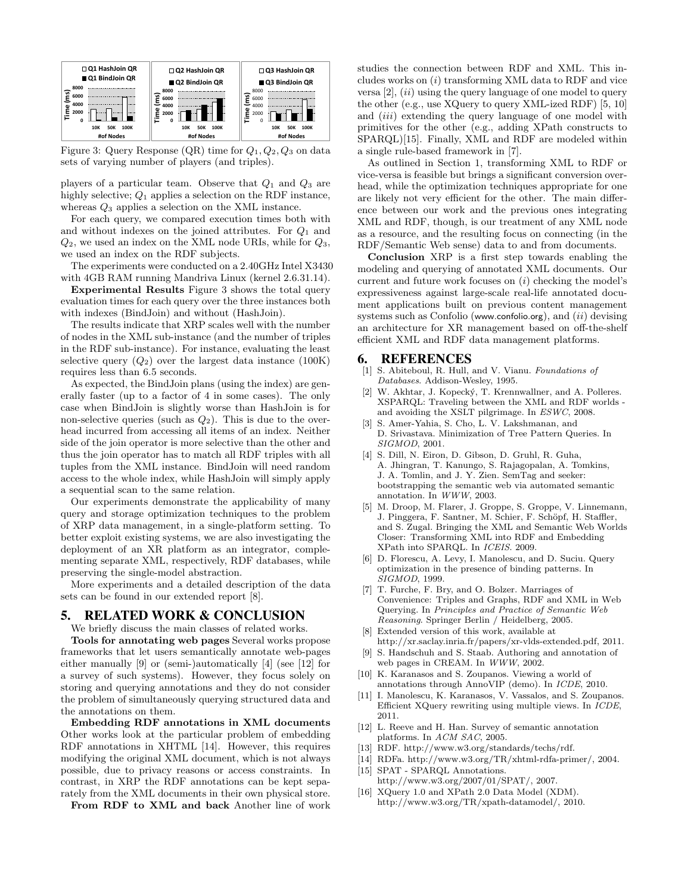□ Q1 HashJoin QR
■ Q1 BindJoin QR
Time (ms)
8000
6000
4000
2000
0
10K 50K 100K
#of Nodes

□ Q2 HashJoin QR
■ Q2 BindJoin QR
Time (ms)
8000
6000
4000
2000
0
10K 50K 100K
#of Nodes

□ Q3 HashJoin QR
■ Q3 BindJoin QR
Time (ms)
8000
6000
4000
2000
0
10K 50K 100K
#of Nodes

Figure 3: Query Response (QR) time for $Q_1, Q_2, Q_3$ on data sets of varying number of players (and triples).

players of a particular team. Observe that $Q_1$ and $Q_3$ are highly selective; $Q_1$ applies a selection on the RDF instance, whereas $Q_3$ applies a selection on the XML instance.

For each query, we compared execution times both with and without indexes on the joined attributes. For $Q_1$ and $Q_2$, we used an index on the XML node URIs, while for $Q_3$, we used an index on the RDF subjects.

The experiments were conducted on a 2.40GHz Intel X3430 with 4GB RAM running Mandriva Linux (kernel 2.6.31.14).

**Experimental Results** Figure 3 shows the total query evaluation times for each query over the three instances both with indexes (BindJoin) and without (HashJoin).

The results indicate that XRP scales well with the number of nodes in the XML sub-instance (and the number of triples in the RDF sub-instance). For instance, evaluating the least selective query ($Q_2$) over the largest data instance (100K) requires less than 6.5 seconds.

As expected, the BindJoin plans (using the index) are generally faster (up to a factor of 4 in some cases). The only case when BindJoin is slightly worse than HashJoin is for non-selective queries (such as $Q_2$). This is due to the overhead incurred from accessing all items of an index. Neither side of the join operator is more selective than the other and thus the join operator has to match all RDF triples with all tuples from the XML instance. BindJoin will need random access to the whole index, while HashJoin will simply apply a sequential scan to the same relation.

Our experiments demonstrate the applicability of many query and storage optimization techniques to the problem of XRP data management, in a single-platform setting. To better exploit existing systems, we are also investigating the deployment of an XR platform as an integrator, complementing separate XML, respectively, RDF databases, while preserving the single-model abstraction.

More experiments and a detailed description of the data sets can be found in our extended report [8].

# 5. RELATED WORK & CONCLUSION

We briefly discuss the main classes of related works.

**Tools for annotating web pages** Several works propose frameworks that let users semantically annotate web-pages either manually [9] or (semi-)automatically [4] (see [12] for a survey of such systems). However, they focus solely on storing and querying annotations and they do not consider the problem of simultaneously querying structured data and the annotations on them.

**Embedding RDF annotations in XML documents** Other works look at the particular problem of embedding RDF annotations in XHTML [14]. However, this requires modifying the original XML document, which is not always possible, due to privacy reasons or access constraints. In contrast, in XRP the RDF annotations can be kept separately from the XML documents in their own physical store.

**From RDF to XML and back** Another line of work studies the connection between RDF and XML. This includes works on (*i*) transforming XML data to RDF and vice versa [2], (*ii*) using the query language of one model to query the other (e.g., use XQuery to query XML-ized RDF) [5, 10] and (*iii*) extending the query language of one model with primitives for the other (e.g., adding XPath constructs to SPARQL)[15]. Finally, XML and RDF are modeled within a single rule-based framework in [7].

As outlined in Section 1, transforming XML to RDF or vice-versa is feasible but brings a significant conversion overhead, while the optimization techniques appropriate for one are likely not very efficient for the other. The main difference between our work and the previous ones integrating XML and RDF, though, is our treatment of any XML node as a resource, and the resulting focus on connecting (in the RDF/Semantic Web sense) data to and from documents.

**Conclusion** XRP is a first step towards enabling the modeling and querying of annotated XML documents. Our current and future work focuses on (*i*) checking the model's expressiveness against large-scale real-life annotated document applications built on previous content management systems such as Confolio (www.confolio.org), and (*ii*) devising an architecture for XR management based on off-the-shelf efficient XML and RDF data management platforms.

# 6. REFERENCES

[1] S. Abiteboul, R. Hull, and V. Vianu. *Foundations of Databases*. Addison-Wesley, 1995.

[2] W. Akhtar, J. Kopecký, T. Krennwallner, and A. Polleres. XSPARQL: Traveling between the XML and RDF worlds - and avoiding the XSLT pilgrimage. In *ESWC*, 2008.

[3] S. Amer-Yahia, S. Cho, L. V. Lakshmanan, and D. Srivastava. Minimization of Tree Pattern Queries. In *SIGMOD*, 2001.

[4] S. Dill, N. Eiron, D. Gibson, D. Gruhl, R. Guha, A. Jhingran, T. Kanungo, S. Rajagopalan, A. Tomkins, J. A. Tomlin, and J. Y. Zien. SemTag and seeker: bootstrapping the semantic web via automated semantic annotation. In *WWW*, 2003.

[5] M. Droop, M. Flarer, J. Groppe, S. Groppe, V. Linnemann, J. Pinggera, F. Santner, M. Schier, F. Schöpf, H. Staffler, and S. Zugal. Bringing the XML and Semantic Web Worlds Closer: Transforming XML into RDF and Embedding XPath into SPARQL. In *ICEIS*. 2009.

[6] D. Florescu, A. Levy, I. Manolescu, and D. Suciu. Query optimization in the presence of binding patterns. In *SIGMOD*, 1999.

[7] T. Furche, F. Bry, and O. Bolzer. Marriages of Convenience: Triples and Graphs, RDF and XML in Web Querying. In *Principles and Practice of Semantic Web Reasoning*. Springer Berlin / Heidelberg, 2005.

[8] Extended version of this work, available at http://xr.saclay.inria.fr/papers/xr-vlds-extended.pdf, 2011.

[9] S. Handschuh and S. Staab. Authoring and annotation of web pages in CREAM. In *WWW*, 2002.

[10] K. Karanasos and S. Zoupanos. Viewing a world of annotations through AnnoVIP (demo). In *ICDE*, 2010.

[11] I. Manolescu, K. Karanasos, V. Vassalos, and S. Zoupanos. Efficient XQuery rewriting using multiple views. In *ICDE*, 2011.

[12] L. Reeve and H. Han. Survey of semantic annotation platforms. In *ACM SAC*, 2005.

[13] RDF. http://www.w3.org/standards/techs/rdf.

[14] RDFa. http://www.w3.org/TR/xhtml-rdfa-primer/, 2004.

[15] SPAT - SPARQL Annotations. http://www.w3.org/2007/01/SPAT/, 2007.

[16] XQuery 1.0 and XPath 2.0 Data Model (XDM). http://www.w3.org/TR/xpath-datamodel/, 2010.